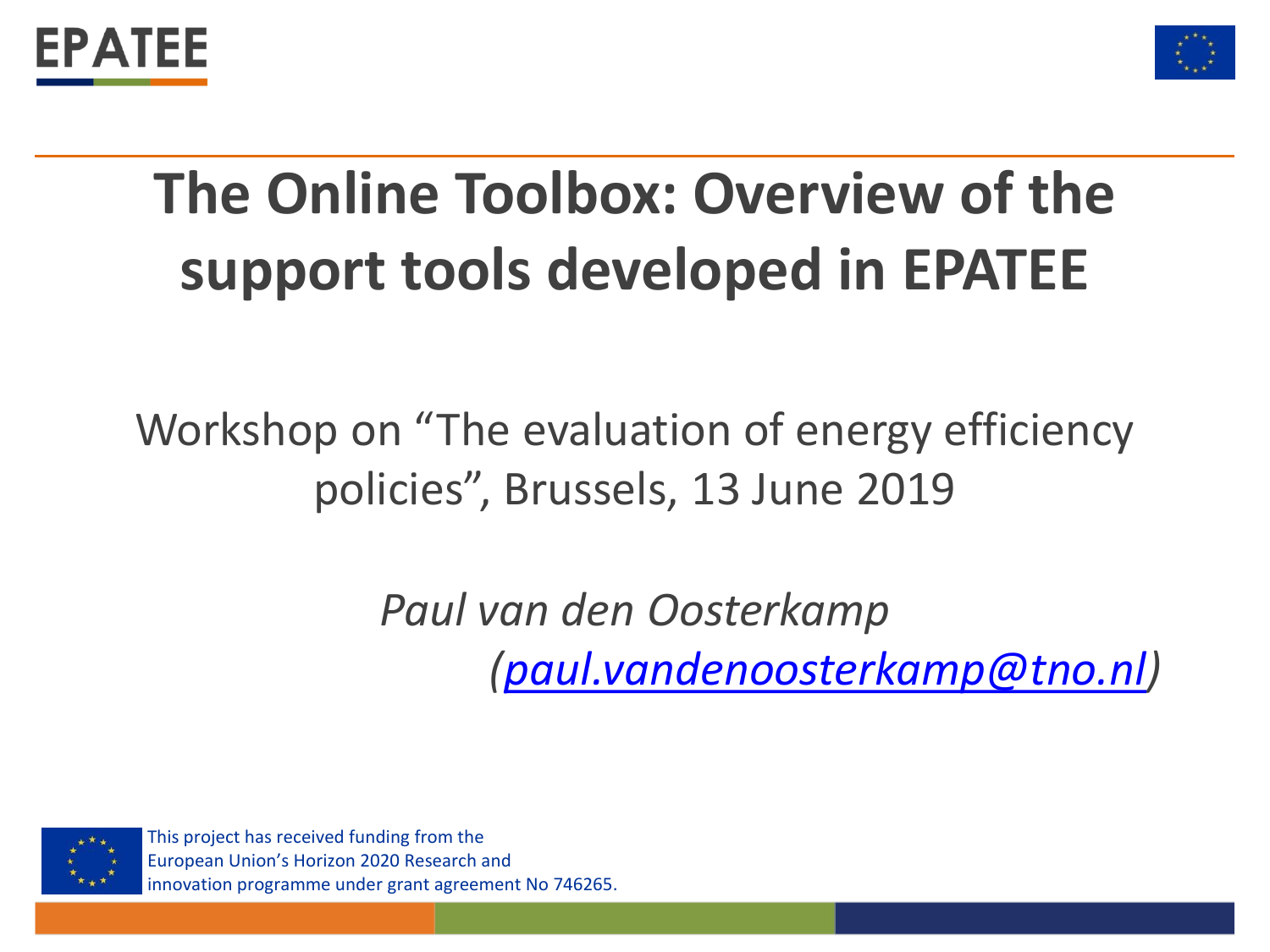EPATEE

# The Online Toolbox: Overview of the support tools developed in EPATEE

Workshop on "The evaluation of energy efficiency policies", Brussels, 13 June 2019

*Paul van den Oosterkamp*
*(paul.vandenoosterkamp@tno.nl)*

This project has received funding from the European Union's Horizon 2020 Research and innovation programme under grant agreement No 746265.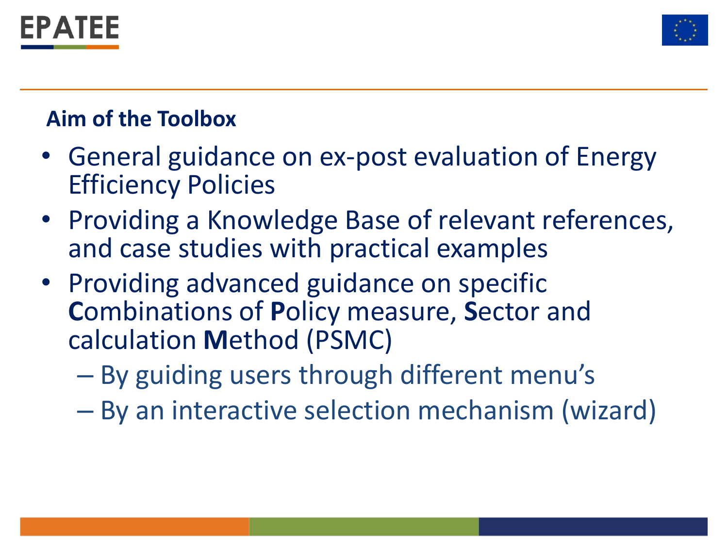## Aim of the Toolbox

- General guidance on ex-post evaluation of Energy Efficiency Policies
- Providing a Knowledge Base of relevant references, and case studies with practical examples
- Providing advanced guidance on specific **C**ombinations of **P**olicy measure, **S**ector and calculation **M**ethod (PSMC)
  - By guiding users through different menu's
  - By an interactive selection mechanism (wizard)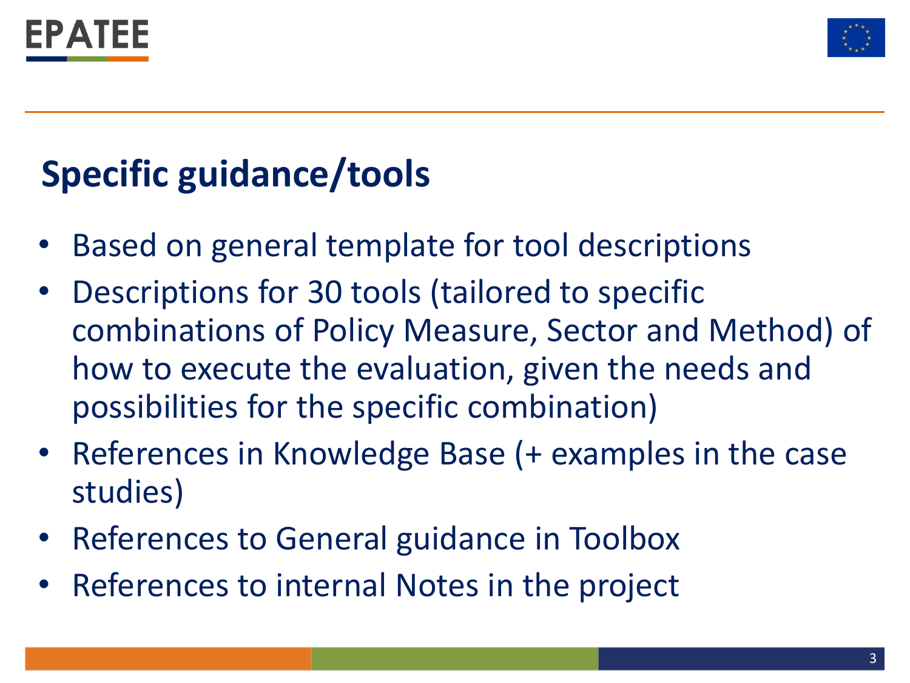## Specific guidance/tools

- Based on general template for tool descriptions
- Descriptions for 30 tools (tailored to specific combinations of Policy Measure, Sector and Method) of how to execute the evaluation, given the needs and possibilities for the specific combination)
- References in Knowledge Base (+ examples in the case studies)
- References to General guidance in Toolbox
- References to internal Notes in the project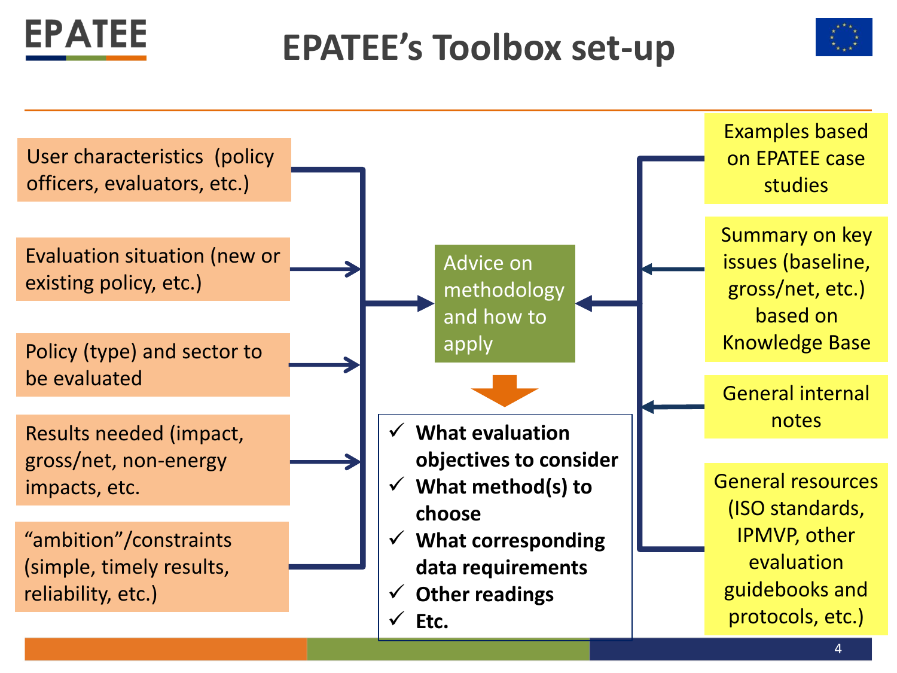# EPATEE's Toolbox set-up

User characteristics (policy officers, evaluators, etc.)

Evaluation situation (new or existing policy, etc.)

Policy (type) and sector to be evaluated

Results needed (impact, gross/net, non-energy impacts, etc.

"ambition"/constraints (simple, timely results, reliability, etc.)

Advice on methodology and how to apply

- ✓ **What evaluation objectives to consider**
- ✓ **What method(s) to choose**
- ✓ **What corresponding data requirements**
- ✓ **Other readings**
- ✓ **Etc.**

Examples based on EPATEE case studies

Summary on key issues (baseline, gross/net, etc.) based on Knowledge Base

General internal notes

General resources (ISO standards, IPMVP, other evaluation guidebooks and protocols, etc.)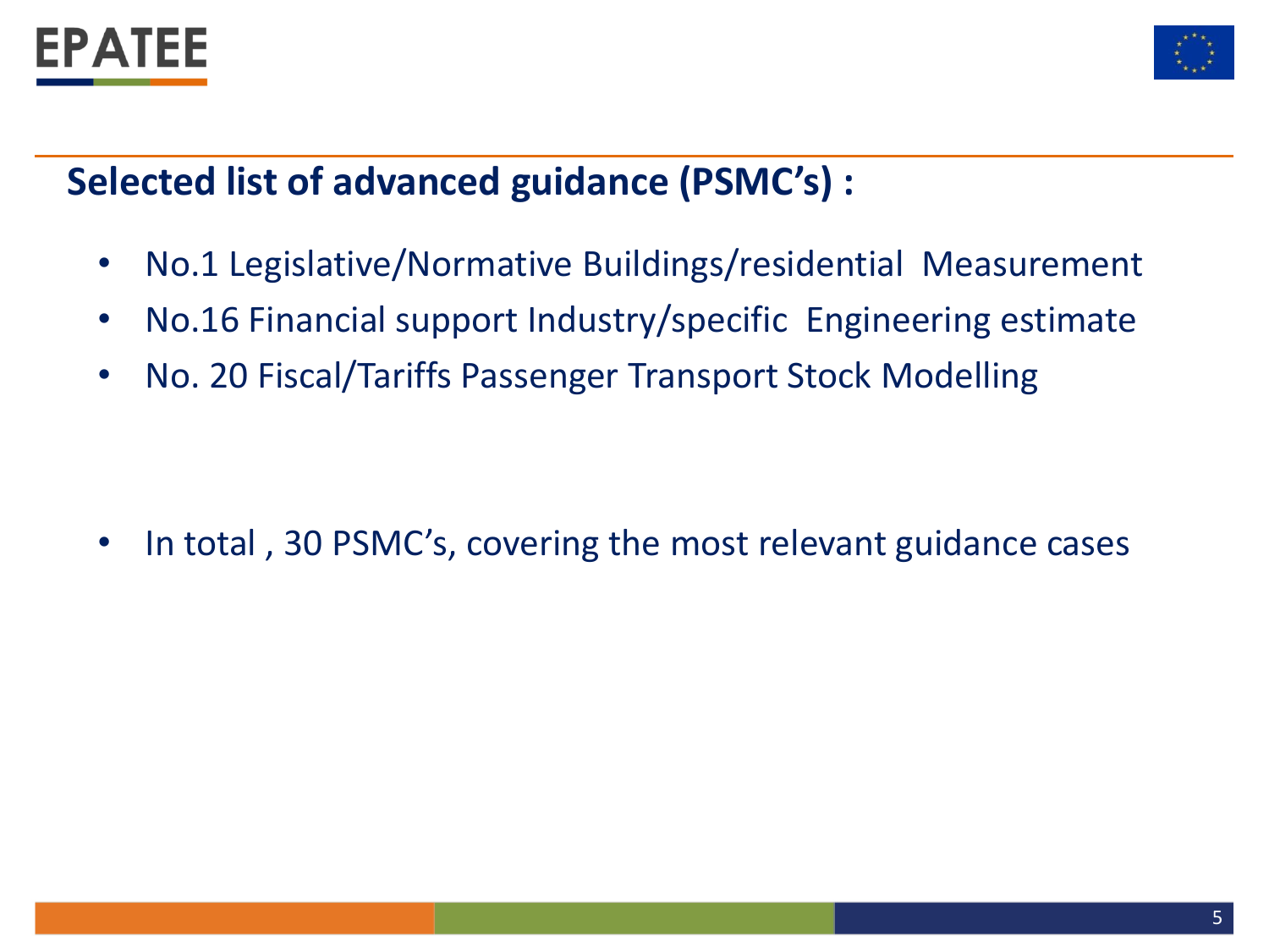## Selected list of advanced guidance (PSMC's) :

- No.1 Legislative/Normative Buildings/residential  Measurement
- No.16 Financial support Industry/specific  Engineering estimate
- No. 20 Fiscal/Tariffs Passenger Transport Stock Modelling

- In total , 30 PSMC's, covering the most relevant guidance cases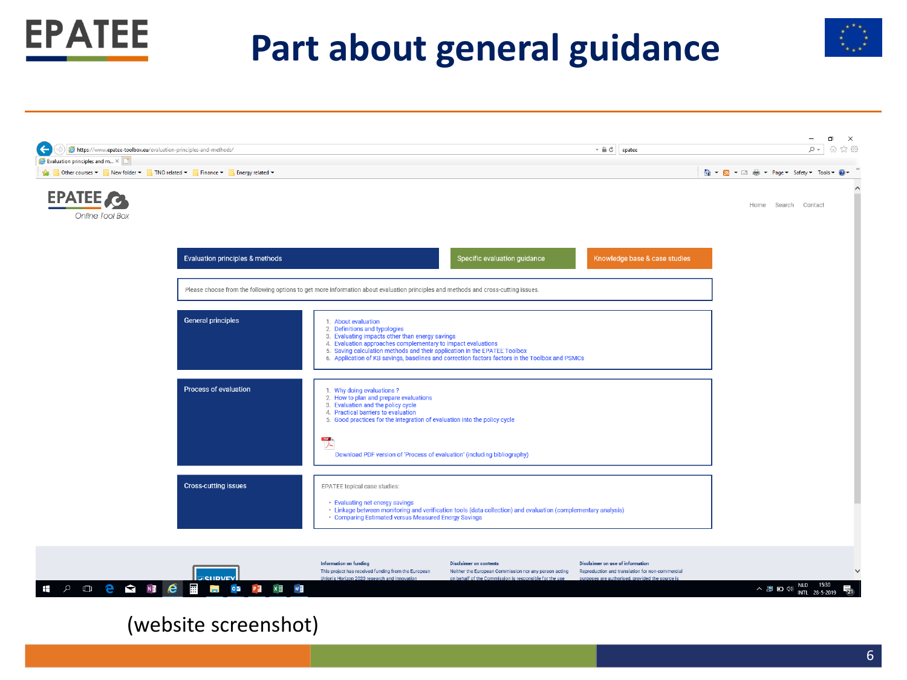# Part about general guidance

EPATEE Online Tool Box

Home Search Contact

Evaluation principles & methods | Specific evaluation guidance | Knowledge base & case studies

Please choose from the following options to get more information about evaluation principles and methods and cross-cutting issues.

**General principles**

1. About evaluation
2. Definitions and typologies
3. Evaluating impacts other than energy savings
4. Evaluation approaches complementary to impact evaluations
5. Saving calculation methods and their application in the EPATEE Toolbox
6. Application of KB savings, baselines and correction factors factors in the Toolbox and PSMCs

**Process of evaluation**

1. Why doing evaluations ?
2. How to plan and prepare evaluations
3. Evaluation and the policy cycle
4. Practical barriers to evaluation
5. Good practices for the integration of evaluation into the policy cycle

Download PDF version of 'Process of evaluation' (including bibliography)

**Cross-cutting issues**

EPATEE topical case studies:

- Evaluating net energy savings
- Linkage between monitoring and verification tools (data collection) and evaluation (complementary analysis)
- Comparing Estimated versus Measured Energy Savings

(website screenshot)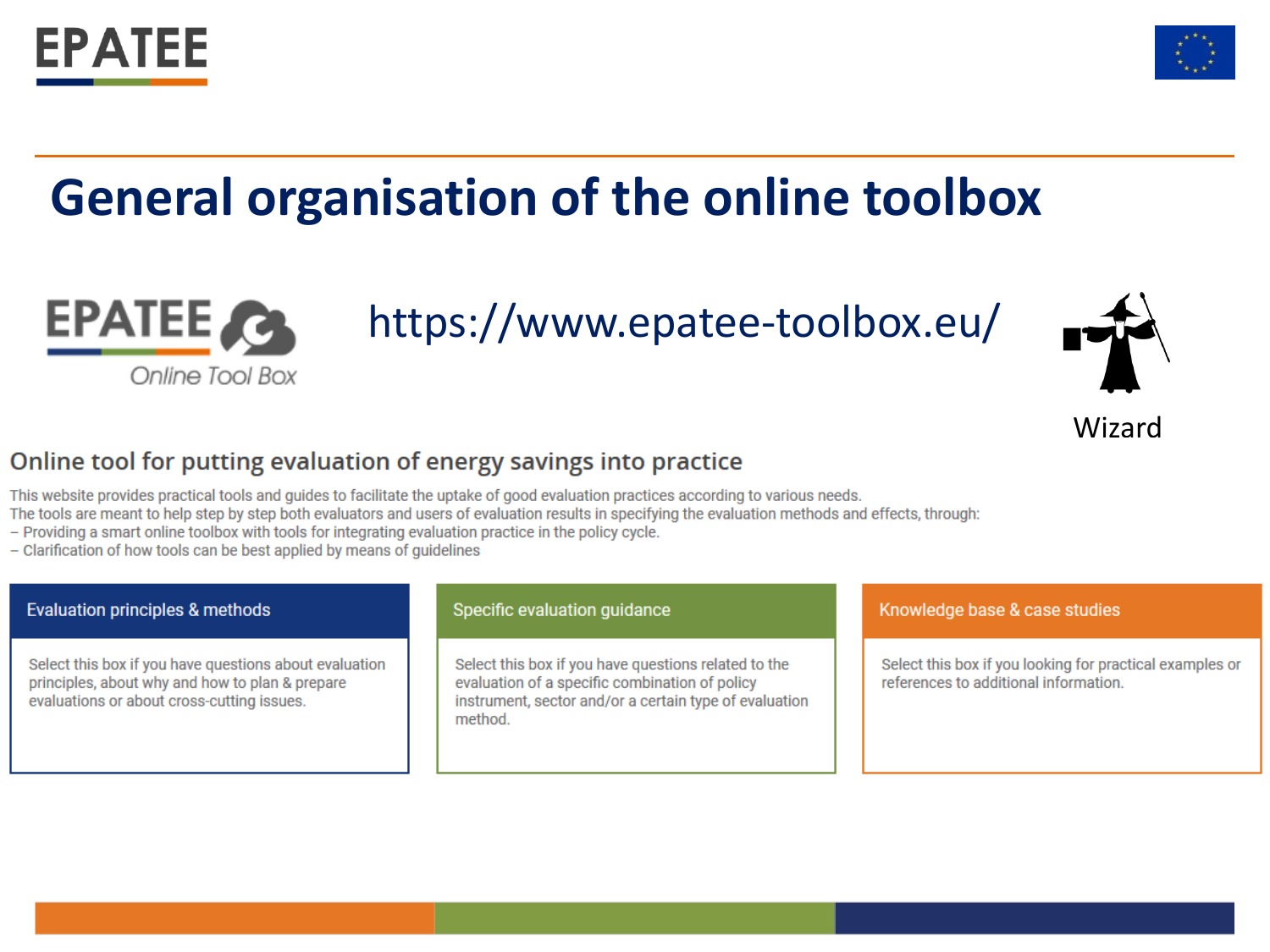# General organisation of the online toolbox

EPATEE Online Tool Box

https://www.epatee-toolbox.eu/

Wizard

## Online tool for putting evaluation of energy savings into practice

This website provides practical tools and guides to facilitate the uptake of good evaluation practices according to various needs.
The tools are meant to help step by step both evaluators and users of evaluation results in specifying the evaluation methods and effects, through:
– Providing a smart online toolbox with tools for integrating evaluation practice in the policy cycle.
– Clarification of how tools can be best applied by means of guidelines

**Evaluation principles & methods**

Select this box if you have questions about evaluation principles, about why and how to plan & prepare evaluations or about cross-cutting issues.

**Specific evaluation guidance**

Select this box if you have questions related to the evaluation of a specific combination of policy instrument, sector and/or a certain type of evaluation method.

**Knowledge base & case studies**

Select this box if you looking for practical examples or references to additional information.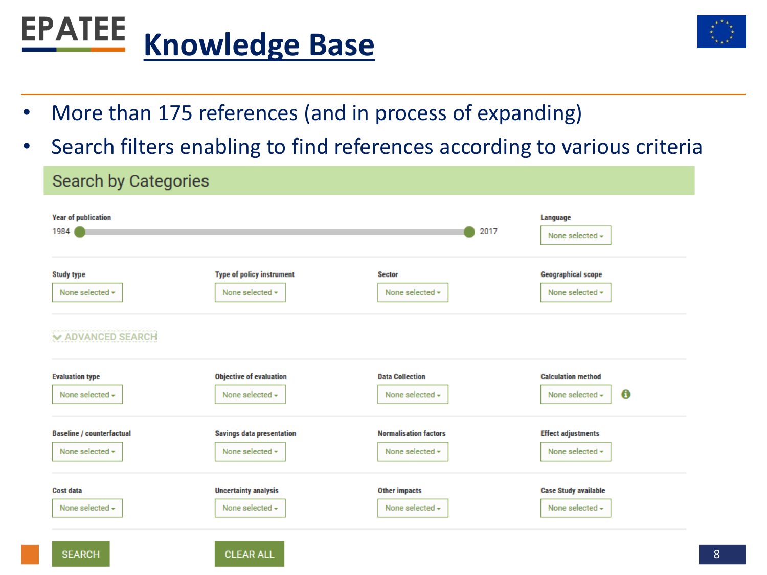# Knowledge Base

- More than 175 references (and in process of expanding)
- Search filters enabling to find references according to various criteria

## Search by Categories

Year of publication

1984 2017

Language

None selected

Study type

None selected

Type of policy instrument

None selected

Sector

None selected

Geographical scope

None selected

ADVANCED SEARCH

Evaluation type

None selected

Objective of evaluation

None selected

Data Collection

None selected

Calculation method

None selected

Baseline / counterfactual

None selected

Savings data presentation

None selected

Normalisation factors

None selected

Effect adjustments

None selected

Cost data

None selected

Uncertainty analysis

None selected

Other impacts

None selected

Case Study available

None selected

SEARCH

CLEAR ALL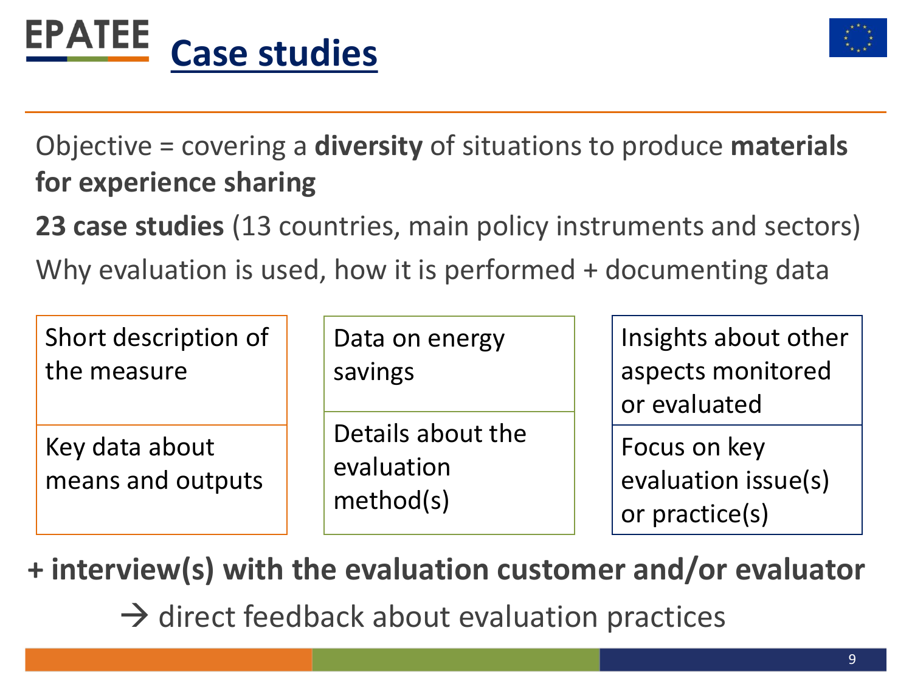# Case studies

Objective = covering a **diversity** of situations to produce **materials for experience sharing**

**23 case studies** (13 countries, main policy instruments and sectors)

Why evaluation is used, how it is performed + documenting data

- Short description of the measure
- Key data about means and outputs
- Data on energy savings
- Details about the evaluation method(s)
- Insights about other aspects monitored or evaluated
- Focus on key evaluation issue(s) or practice(s)

**+ interview(s) with the evaluation customer and/or evaluator**

→ direct feedback about evaluation practices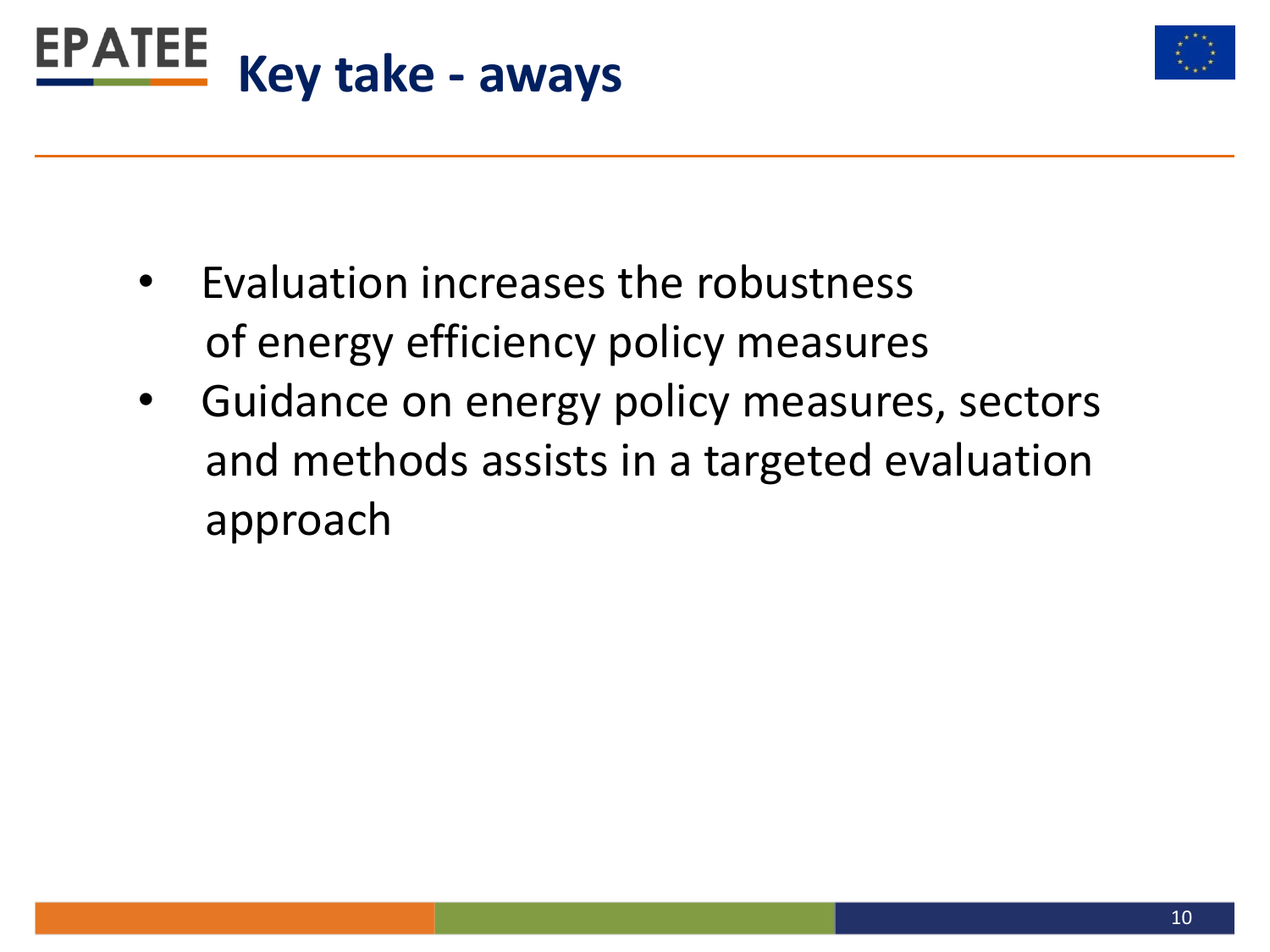# Key take - aways

- Evaluation increases the robustness of energy efficiency policy measures
- Guidance on energy policy measures, sectors and methods assists in a targeted evaluation approach